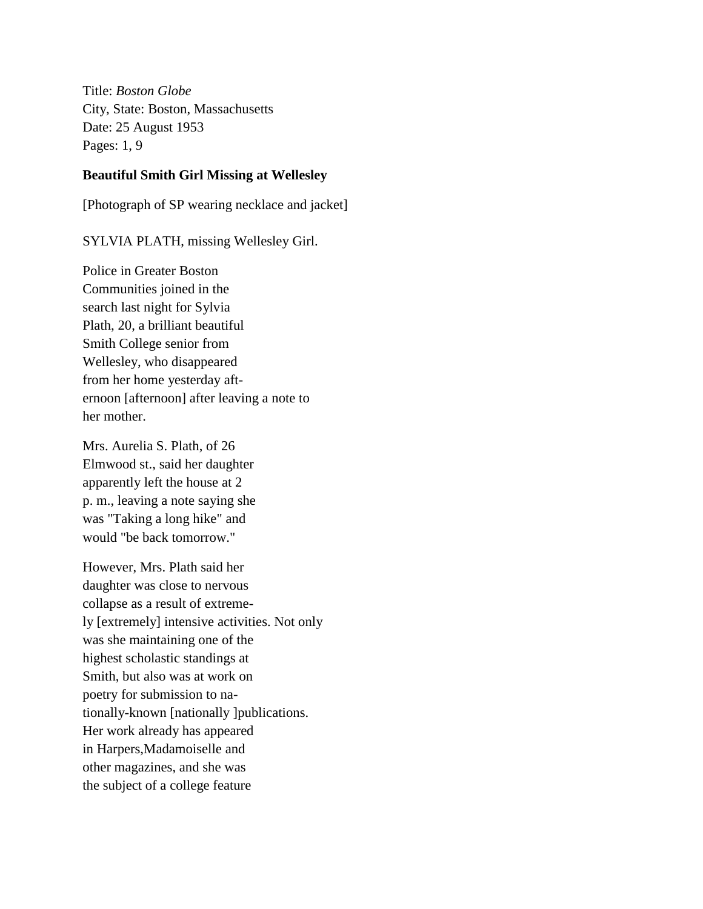Title: *Boston Globe*
City, State: Boston, Massachusetts
Date: 25 August 1953
Pages: 1, 9

**Beautiful Smith Girl Missing at Wellesley**

[Photograph of SP wearing necklace and jacket]

SYLVIA PLATH, missing Wellesley Girl.

Police in Greater Boston Communities joined in the search last night for Sylvia Plath, 20, a brilliant beautiful Smith College senior from Wellesley, who disappeared from her home yesterday aft-ernoon [afternoon] after leaving a note to her mother.

Mrs. Aurelia S. Plath, of 26 Elmwood st., said her daughter apparently left the house at 2 p. m., leaving a note saying she was "Taking a long hike" and would "be back tomorrow."

However, Mrs. Plath said her daughter was close to nervous collapse as a result of extreme-ly [extremely] intensive activities. Not only was she maintaining one of the highest scholastic standings at Smith, but also was at work on poetry for submission to na-tionally-known [nationally ]publications. Her work already has appeared in Harpers,Madamoiselle and other magazines, and she was the subject of a college feature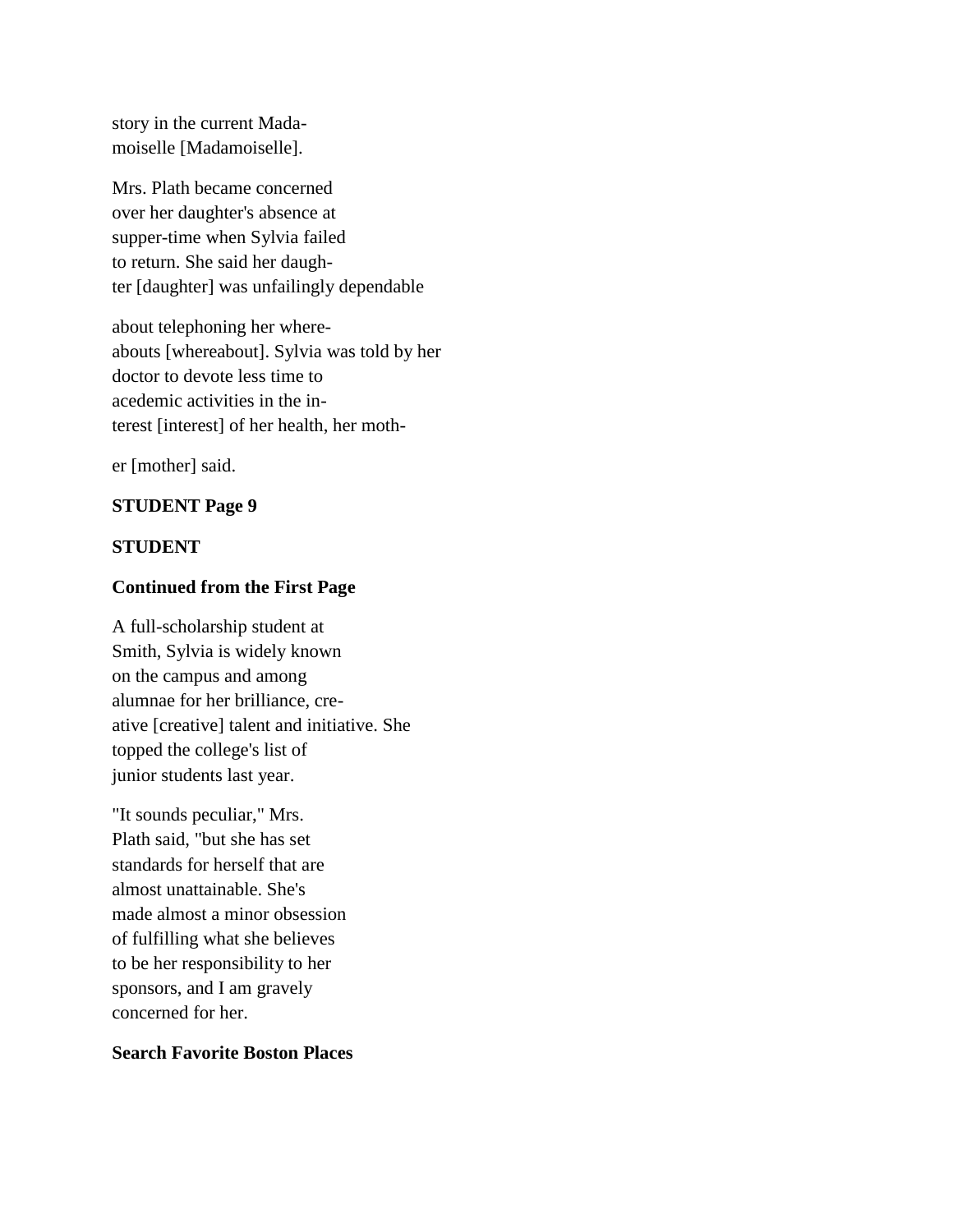story in the current Mada-
moiselle [Madamoiselle].

Mrs. Plath became concerned
over her daughter's absence at
supper-time when Sylvia failed
to return. She said her daugh-
ter [daughter] was unfailingly dependable

about telephoning her where-
abouts [whereabout]. Sylvia was told by her
doctor to devote less time to
acedemic activities in the in-
terest [interest] of her health, her moth-

er [mother] said.

**STUDENT Page 9**

**STUDENT**

**Continued from the First Page**

A full-scholarship student at
Smith, Sylvia is widely known
on the campus and among
alumnae for her brilliance, cre-
ative [creative] talent and initiative. She
topped the college's list of
junior students last year.

"It sounds peculiar," Mrs.
Plath said, "but she has set
standards for herself that are
almost unattainable. She's
made almost a minor obsession
of fulfilling what she believes
to be her responsibility to her
sponsors, and I am gravely
concerned for her.

**Search Favorite Boston Places**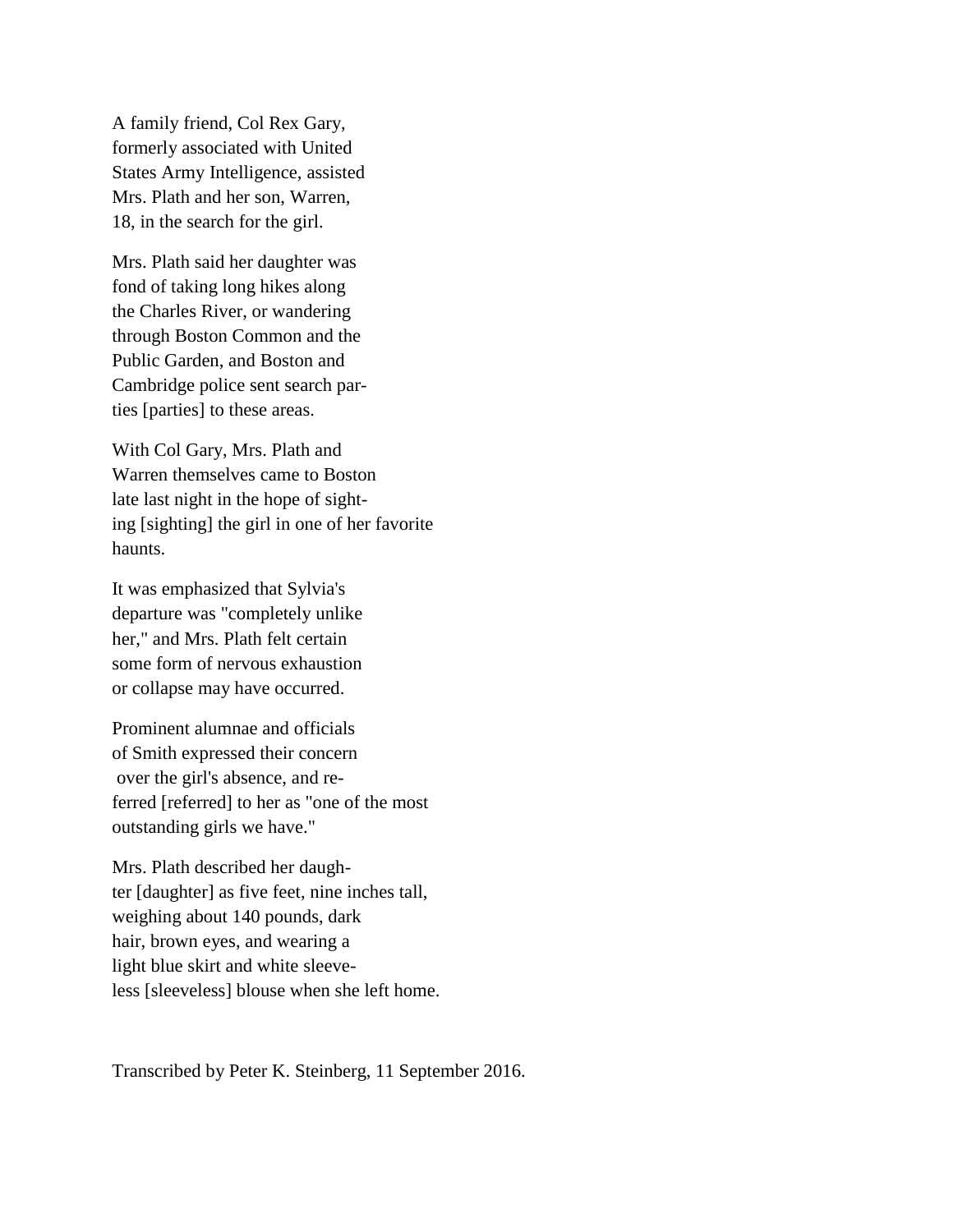A family friend, Col Rex Gary, formerly associated with United States Army Intelligence, assisted Mrs. Plath and her son, Warren, 18, in the search for the girl.

Mrs. Plath said her daughter was fond of taking long hikes along the Charles River, or wandering through Boston Common and the Public Garden, and Boston and Cambridge police sent search par- ties [parties] to these areas.

With Col Gary, Mrs. Plath and Warren themselves came to Boston late last night in the hope of sight- ing [sighting] the girl in one of her favorite haunts.

It was emphasized that Sylvia's departure was "completely unlike her," and Mrs. Plath felt certain some form of nervous exhaustion or collapse may have occurred.

Prominent alumnae and officials of Smith expressed their concern over the girl's absence, and re- ferred [referred] to her as "one of the most outstanding girls we have."

Mrs. Plath described her daugh- ter [daughter] as five feet, nine inches tall, weighing about 140 pounds, dark hair, brown eyes, and wearing a light blue skirt and white sleeve- less [sleeveless] blouse when she left home.

Transcribed by Peter K. Steinberg, 11 September 2016.